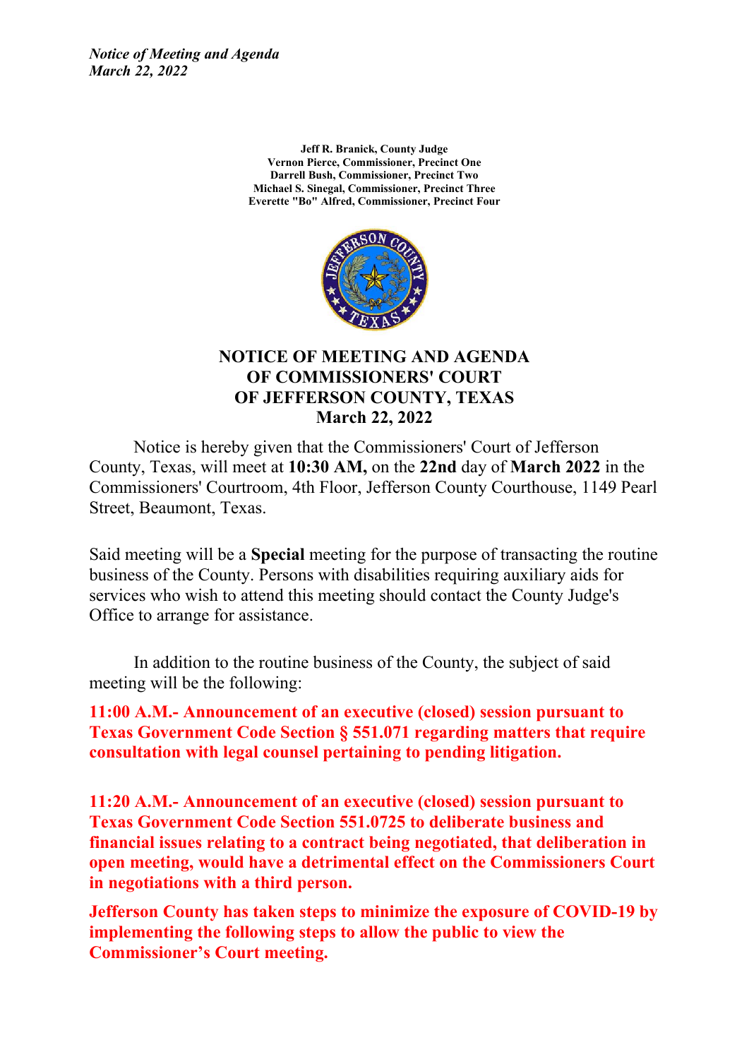*Notice of Meeting and Agenda*
*March 22, 2022*

**Jeff R. Branick, County Judge**
**Vernon Pierce, Commissioner, Precinct One**
**Darrell Bush, Commissioner, Precinct Two**
**Michael S. Sinegal, Commissioner, Precinct Three**
**Everette "Bo" Alfred, Commissioner, Precinct Four**

# NOTICE OF MEETING AND AGENDA OF COMMISSIONERS' COURT OF JEFFERSON COUNTY, TEXAS March 22, 2022

Notice is hereby given that the Commissioners' Court of Jefferson County, Texas, will meet at **10:30 AM,** on the **22nd** day of **March 2022** in the Commissioners' Courtroom, 4th Floor, Jefferson County Courthouse, 1149 Pearl Street, Beaumont, Texas.

Said meeting will be a **Special** meeting for the purpose of transacting the routine business of the County. Persons with disabilities requiring auxiliary aids for services who wish to attend this meeting should contact the County Judge's Office to arrange for assistance.

In addition to the routine business of the County, the subject of said meeting will be the following:

**11:00 A.M.- Announcement of an executive (closed) session pursuant to Texas Government Code Section § 551.071 regarding matters that require consultation with legal counsel pertaining to pending litigation.**

**11:20 A.M.- Announcement of an executive (closed) session pursuant to Texas Government Code Section 551.0725 to deliberate business and financial issues relating to a contract being negotiated, that deliberation in open meeting, would have a detrimental effect on the Commissioners Court in negotiations with a third person.**

**Jefferson County has taken steps to minimize the exposure of COVID-19 by implementing the following steps to allow the public to view the Commissioner's Court meeting.**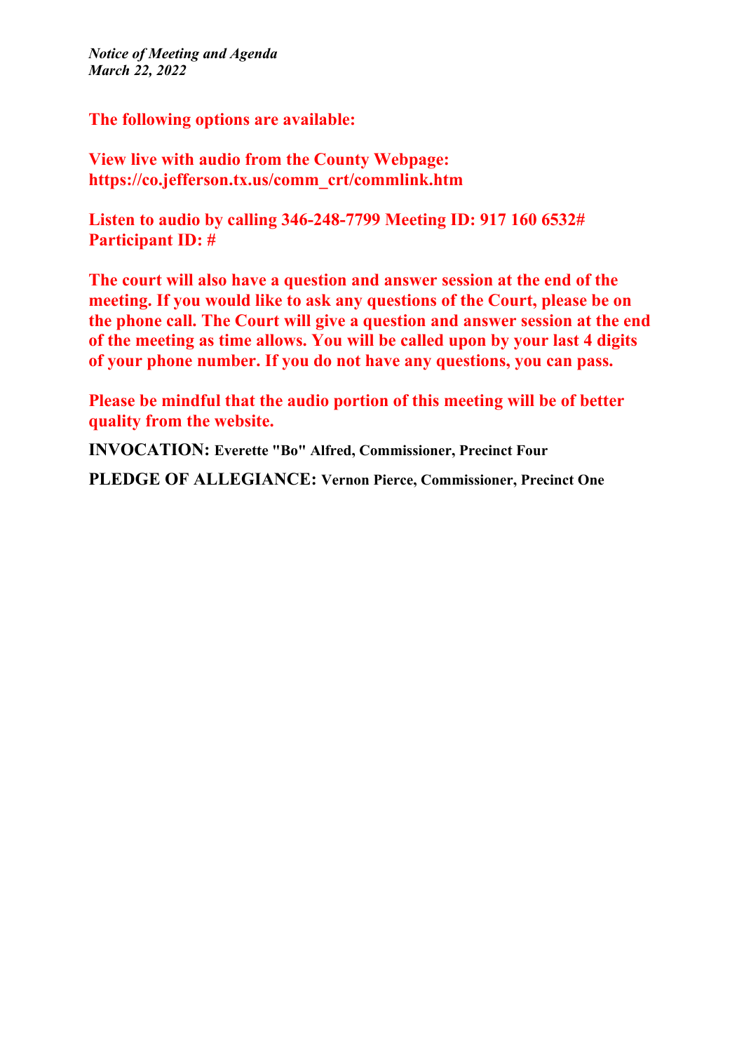*Notice of Meeting and Agenda*
*March 22, 2022*

**The following options are available:**

**View live with audio from the County Webpage:**
**https://co.jefferson.tx.us/comm_crt/commlink.htm**

**Listen to audio by calling 346-248-7799 Meeting ID: 917 160 6532#**
**Participant ID: #**

**The court will also have a question and answer session at the end of the meeting. If you would like to ask any questions of the Court, please be on the phone call. The Court will give a question and answer session at the end of the meeting as time allows. You will be called upon by your last 4 digits of your phone number. If you do not have any questions, you can pass.**

**Please be mindful that the audio portion of this meeting will be of better quality from the website.**

**INVOCATION:** **Everette "Bo" Alfred, Commissioner, Precinct Four**

**PLEDGE OF ALLEGIANCE:** **Vernon Pierce, Commissioner, Precinct One**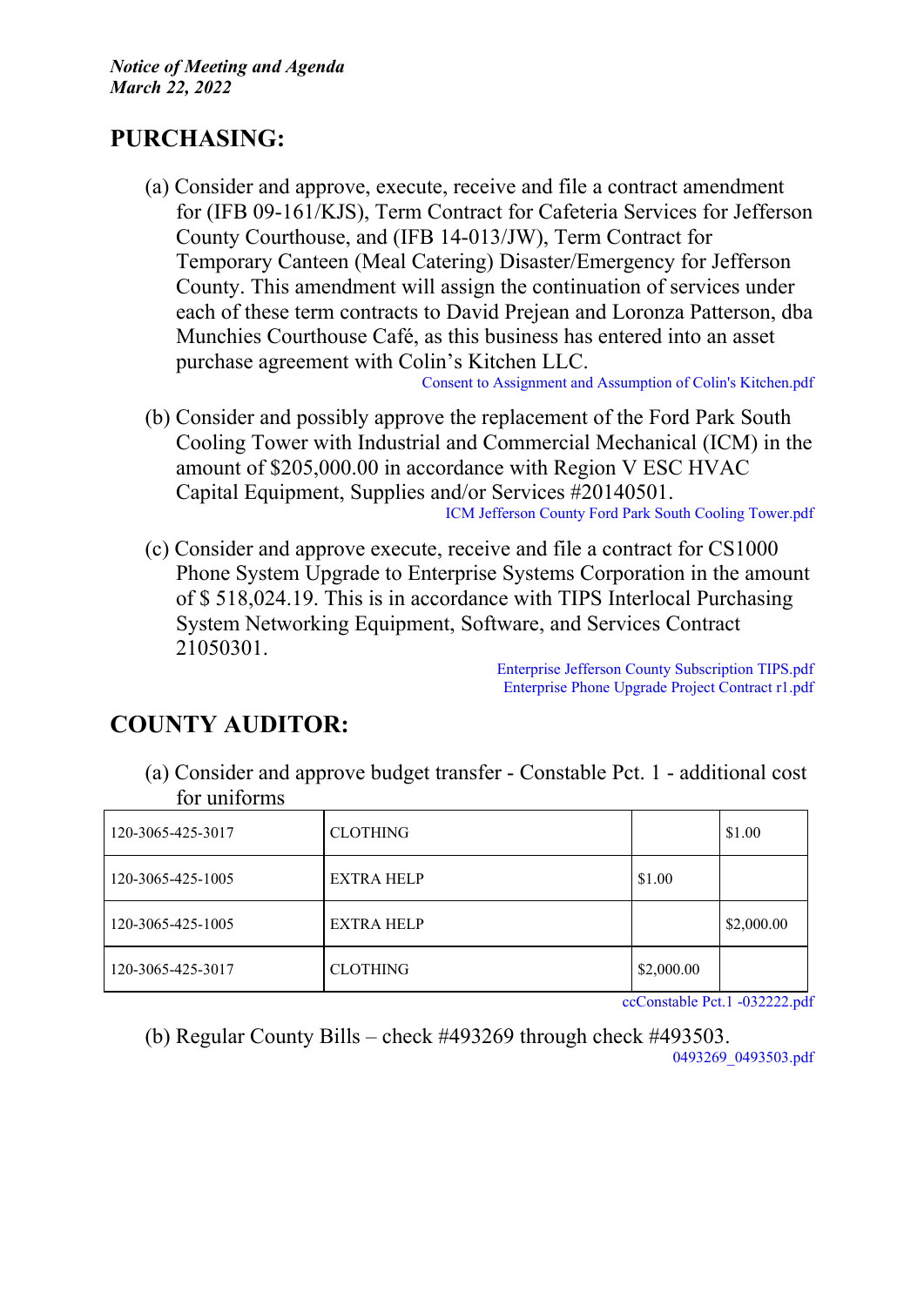## PURCHASING:

(a) Consider and approve, execute, receive and file a contract amendment for (IFB 09-161/KJS), Term Contract for Cafeteria Services for Jefferson County Courthouse, and (IFB 14-013/JW), Term Contract for Temporary Canteen (Meal Catering) Disaster/Emergency for Jefferson County. This amendment will assign the continuation of services under each of these term contracts to David Prejean and Loronza Patterson, dba Munchies Courthouse Café, as this business has entered into an asset purchase agreement with Colin's Kitchen LLC.

Consent to Assignment and Assumption of Colin's Kitchen.pdf

(b) Consider and possibly approve the replacement of the Ford Park South Cooling Tower with Industrial and Commercial Mechanical (ICM) in the amount of $205,000.00 in accordance with Region V ESC HVAC Capital Equipment, Supplies and/or Services #20140501.

ICM Jefferson County Ford Park South Cooling Tower.pdf

(c) Consider and approve execute, receive and file a contract for CS1000 Phone System Upgrade to Enterprise Systems Corporation in the amount of $ 518,024.19. This is in accordance with TIPS Interlocal Purchasing System Networking Equipment, Software, and Services Contract 21050301.

Enterprise Jefferson County Subscription TIPS.pdf
Enterprise Phone Upgrade Project Contract r1.pdf

## COUNTY AUDITOR:

(a) Consider and approve budget transfer - Constable Pct. 1 - additional cost for uniforms

| | | | |
|---|---|---|---|
| 120-3065-425-3017 | CLOTHING | | $1.00 |
| 120-3065-425-1005 | EXTRA HELP | $1.00 | |
| 120-3065-425-1005 | EXTRA HELP | | $2,000.00 |
| 120-3065-425-3017 | CLOTHING | $2,000.00 | |

ccConstable Pct.1 -032222.pdf

(b) Regular County Bills – check #493269 through check #493503.

0493269_0493503.pdf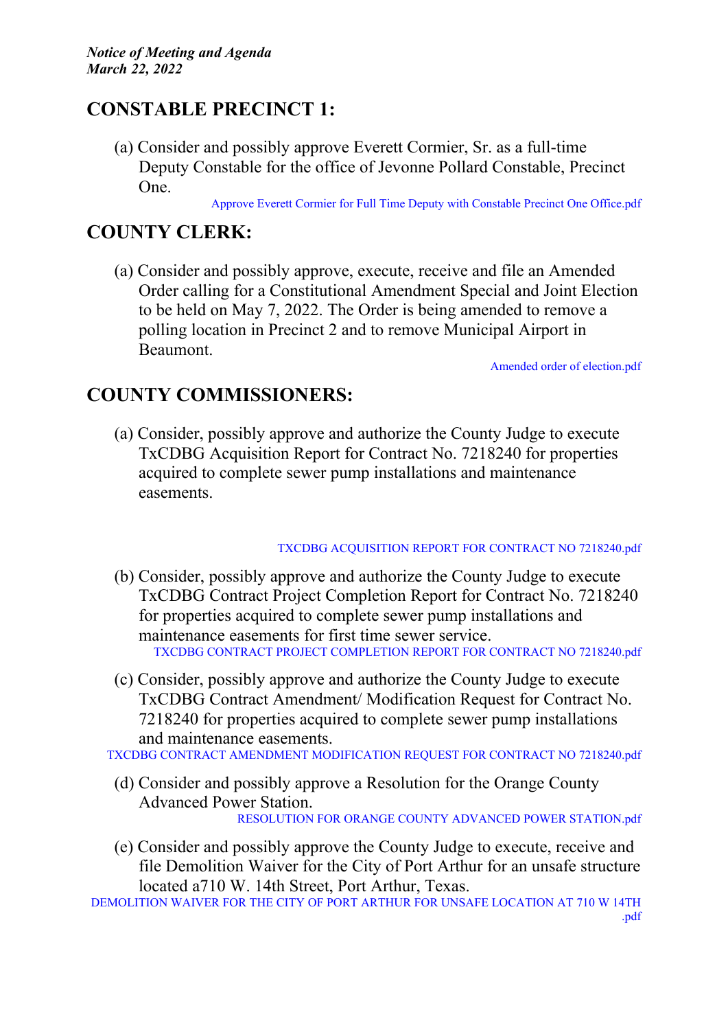## CONSTABLE PRECINCT 1:

(a) Consider and possibly approve Everett Cormier, Sr. as a full-time Deputy Constable for the office of Jevonne Pollard Constable, Precinct One.

Approve Everett Cormier for Full Time Deputy with Constable Precinct One Office.pdf

## COUNTY CLERK:

(a) Consider and possibly approve, execute, receive and file an Amended Order calling for a Constitutional Amendment Special and Joint Election to be held on May 7, 2022. The Order is being amended to remove a polling location in Precinct 2 and to remove Municipal Airport in Beaumont.

Amended order of election.pdf

## COUNTY COMMISSIONERS:

(a) Consider, possibly approve and authorize the County Judge to execute TxCDBG Acquisition Report for Contract No. 7218240 for properties acquired to complete sewer pump installations and maintenance easements.

TXCDBG ACQUISITION REPORT FOR CONTRACT NO 7218240.pdf

(b) Consider, possibly approve and authorize the County Judge to execute TxCDBG Contract Project Completion Report for Contract No. 7218240 for properties acquired to complete sewer pump installations and maintenance easements for first time sewer service.

TXCDBG CONTRACT PROJECT COMPLETION REPORT FOR CONTRACT NO 7218240.pdf

(c) Consider, possibly approve and authorize the County Judge to execute TxCDBG Contract Amendment/ Modification Request for Contract No. 7218240 for properties acquired to complete sewer pump installations and maintenance easements.

TXCDBG CONTRACT AMENDMENT MODIFICATION REQUEST FOR CONTRACT NO 7218240.pdf

(d) Consider and possibly approve a Resolution for the Orange County Advanced Power Station.

RESOLUTION FOR ORANGE COUNTY ADVANCED POWER STATION.pdf

(e) Consider and possibly approve the County Judge to execute, receive and file Demolition Waiver for the City of Port Arthur for an unsafe structure located a710 W. 14th Street, Port Arthur, Texas.

DEMOLITION WAIVER FOR THE CITY OF PORT ARTHUR FOR UNSAFE LOCATION AT 710 W 14TH .pdf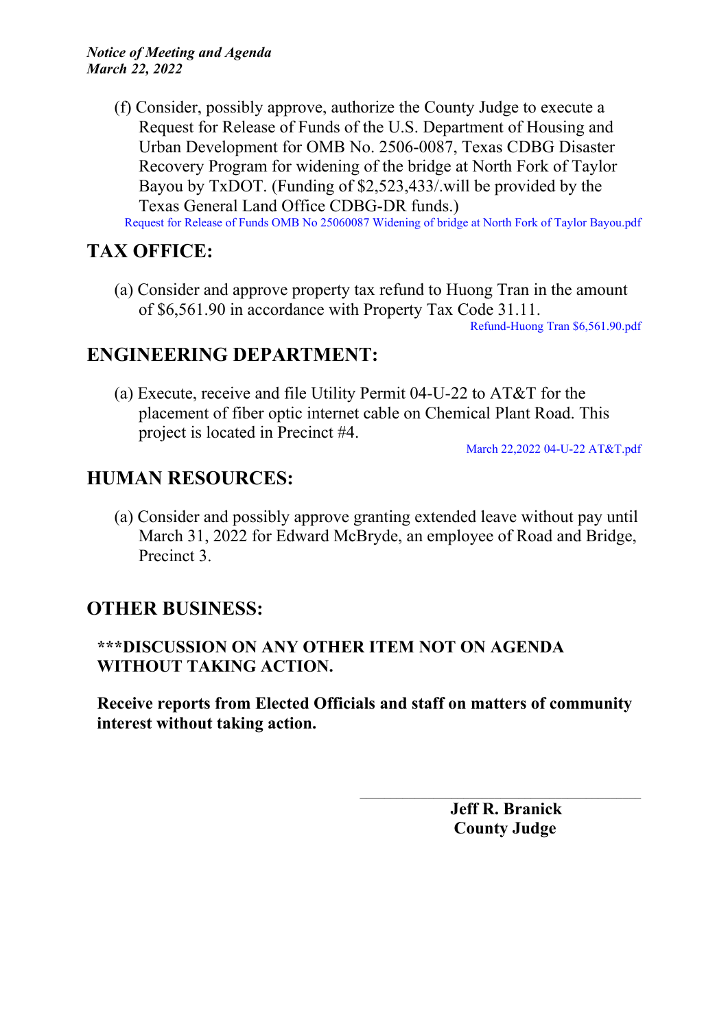(f) Consider, possibly approve, authorize the County Judge to execute a Request for Release of Funds of the U.S. Department of Housing and Urban Development for OMB No. 2506-0087, Texas CDBG Disaster Recovery Program for widening of the bridge at North Fork of Taylor Bayou by TxDOT. (Funding of $2,523,433/.will be provided by the Texas General Land Office CDBG-DR funds.)

Request for Release of Funds OMB No 25060087 Widening of bridge at North Fork of Taylor Bayou.pdf

## TAX OFFICE:

(a) Consider and approve property tax refund to Huong Tran in the amount of $6,561.90 in accordance with Property Tax Code 31.11.

Refund-Huong Tran $6,561.90.pdf

## ENGINEERING DEPARTMENT:

(a) Execute, receive and file Utility Permit 04-U-22 to AT&T for the placement of fiber optic internet cable on Chemical Plant Road. This project is located in Precinct #4.

March 22,2022 04-U-22 AT&T.pdf

## HUMAN RESOURCES:

(a) Consider and possibly approve granting extended leave without pay until March 31, 2022 for Edward McBryde, an employee of Road and Bridge, Precinct 3.

## OTHER BUSINESS:

**\*\*\*DISCUSSION ON ANY OTHER ITEM NOT ON AGENDA WITHOUT TAKING ACTION.**

**Receive reports from Elected Officials and staff on matters of community interest without taking action.**

\_\_\_\_\_\_\_\_\_\_\_\_\_\_\_\_\_\_\_\_\_\_\_\_\_\_\_\_\_\_\_\_

**Jeff R. Branick**
**County Judge**